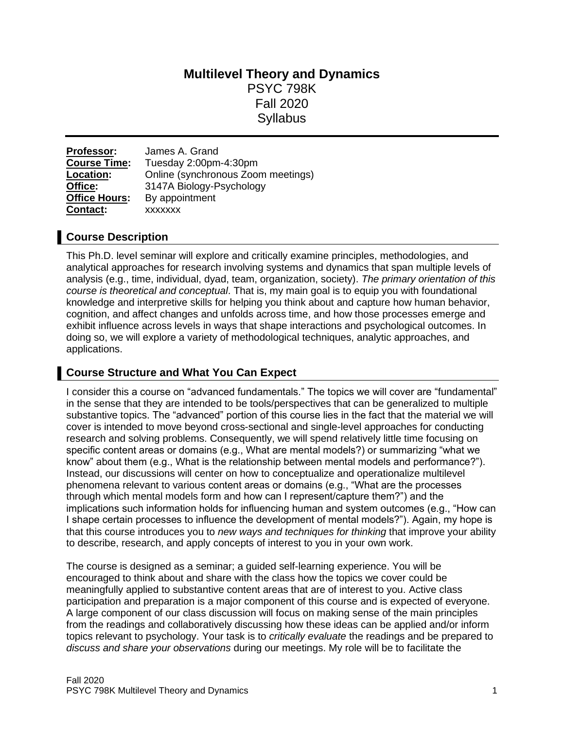# Multilevel Theory and Dynamics

PSYC 798K
Fall 2020
Syllabus

---

**Professor:** James A. Grand
**Course Time:** Tuesday 2:00pm-4:30pm
**Location:** Online (synchronous Zoom meetings)
**Office:** 3147A Biology-Psychology
**Office Hours:** By appointment
**Contact:** xxxxxxx

## Course Description

This Ph.D. level seminar will explore and critically examine principles, methodologies, and analytical approaches for research involving systems and dynamics that span multiple levels of analysis (e.g., time, individual, dyad, team, organization, society). *The primary orientation of this course is theoretical and conceptual*. That is, my main goal is to equip you with foundational knowledge and interpretive skills for helping you think about and capture how human behavior, cognition, and affect changes and unfolds across time, and how those processes emerge and exhibit influence across levels in ways that shape interactions and psychological outcomes. In doing so, we will explore a variety of methodological techniques, analytic approaches, and applications.

## Course Structure and What You Can Expect

I consider this a course on "advanced fundamentals." The topics we will cover are "fundamental" in the sense that they are intended to be tools/perspectives that can be generalized to multiple substantive topics. The "advanced" portion of this course lies in the fact that the material we will cover is intended to move beyond cross-sectional and single-level approaches for conducting research and solving problems. Consequently, we will spend relatively little time focusing on specific content areas or domains (e.g., What are mental models?) or summarizing "what we know" about them (e.g., What is the relationship between mental models and performance?"). Instead, our discussions will center on how to conceptualize and operationalize multilevel phenomena relevant to various content areas or domains (e.g., "What are the processes through which mental models form and how can I represent/capture them?") and the implications such information holds for influencing human and system outcomes (e.g., "How can I shape certain processes to influence the development of mental models?"). Again, my hope is that this course introduces you to *new ways and techniques for thinking* that improve your ability to describe, research, and apply concepts of interest to you in your own work.

The course is designed as a seminar; a guided self-learning experience. You will be encouraged to think about and share with the class how the topics we cover could be meaningfully applied to substantive content areas that are of interest to you. Active class participation and preparation is a major component of this course and is expected of everyone. A large component of our class discussion will focus on making sense of the main principles from the readings and collaboratively discussing how these ideas can be applied and/or inform topics relevant to psychology. Your task is to *critically evaluate* the readings and be prepared to *discuss and share your observations* during our meetings. My role will be to facilitate the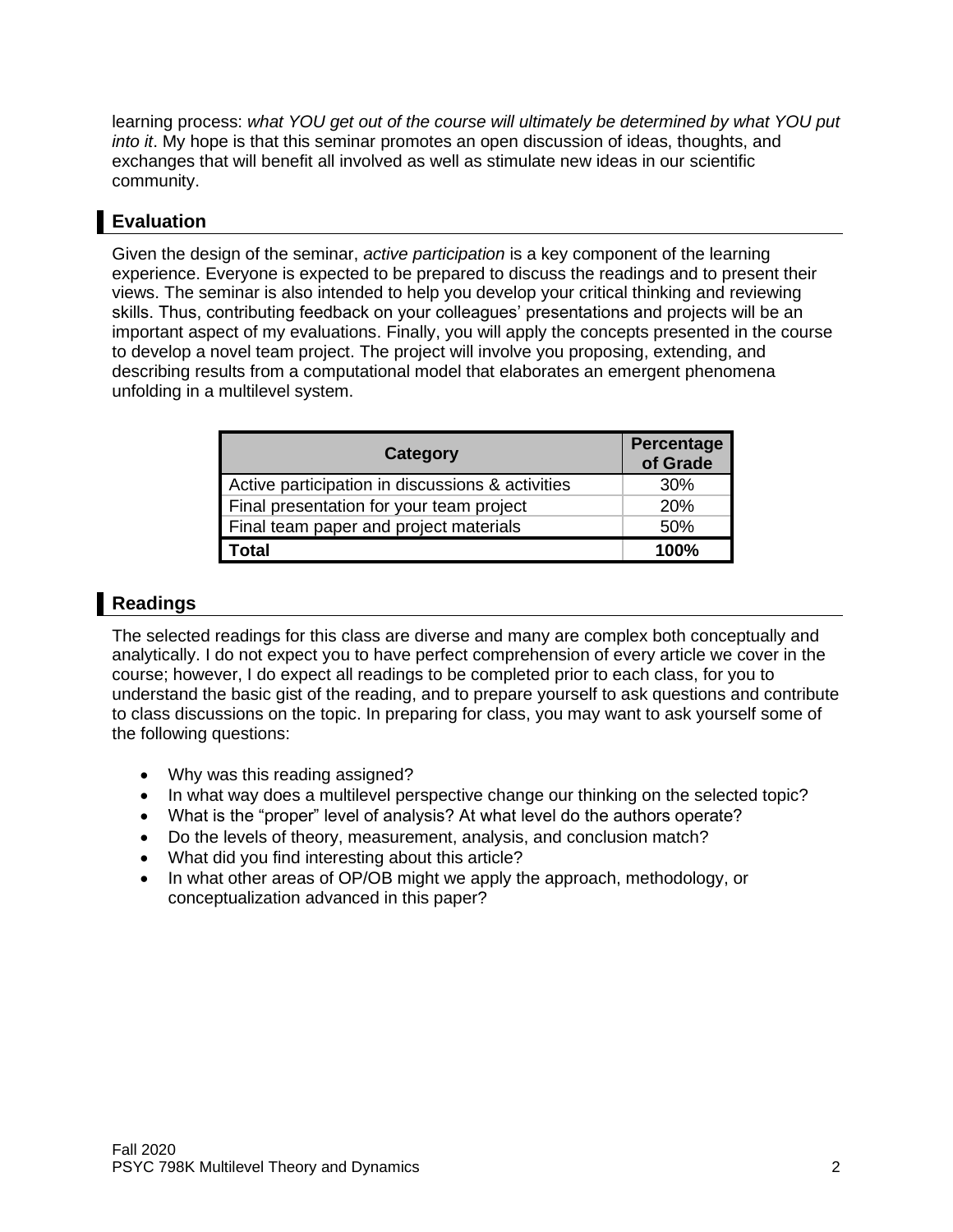learning process: *what YOU get out of the course will ultimately be determined by what YOU put into it*. My hope is that this seminar promotes an open discussion of ideas, thoughts, and exchanges that will benefit all involved as well as stimulate new ideas in our scientific community.

## Evaluation

Given the design of the seminar, *active participation* is a key component of the learning experience. Everyone is expected to be prepared to discuss the readings and to present their views. The seminar is also intended to help you develop your critical thinking and reviewing skills. Thus, contributing feedback on your colleagues' presentations and projects will be an important aspect of my evaluations. Finally, you will apply the concepts presented in the course to develop a novel team project. The project will involve you proposing, extending, and describing results from a computational model that elaborates an emergent phenomena unfolding in a multilevel system.

| Category | Percentage of Grade |
|---|---|
| Active participation in discussions & activities | 30% |
| Final presentation for your team project | 20% |
| Final team paper and project materials | 50% |
| **Total** | **100%** |

## Readings

The selected readings for this class are diverse and many are complex both conceptually and analytically. I do not expect you to have perfect comprehension of every article we cover in the course; however, I do expect all readings to be completed prior to each class, for you to understand the basic gist of the reading, and to prepare yourself to ask questions and contribute to class discussions on the topic. In preparing for class, you may want to ask yourself some of the following questions:

- Why was this reading assigned?
- In what way does a multilevel perspective change our thinking on the selected topic?
- What is the "proper" level of analysis? At what level do the authors operate?
- Do the levels of theory, measurement, analysis, and conclusion match?
- What did you find interesting about this article?
- In what other areas of OP/OB might we apply the approach, methodology, or conceptualization advanced in this paper?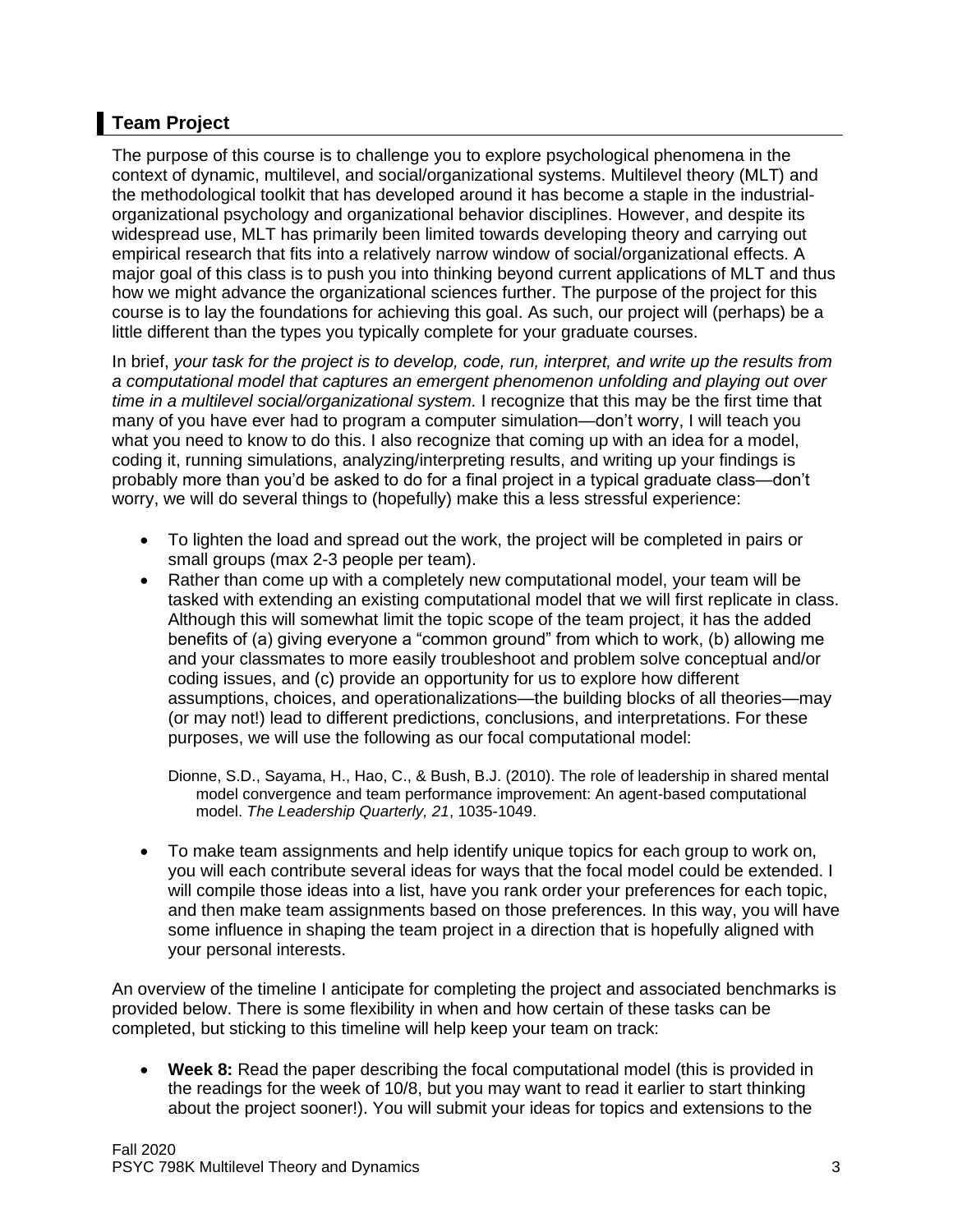## Team Project

The purpose of this course is to challenge you to explore psychological phenomena in the context of dynamic, multilevel, and social/organizational systems. Multilevel theory (MLT) and the methodological toolkit that has developed around it has become a staple in the industrial-organizational psychology and organizational behavior disciplines. However, and despite its widespread use, MLT has primarily been limited towards developing theory and carrying out empirical research that fits into a relatively narrow window of social/organizational effects. A major goal of this class is to push you into thinking beyond current applications of MLT and thus how we might advance the organizational sciences further. The purpose of the project for this course is to lay the foundations for achieving this goal. As such, our project will (perhaps) be a little different than the types you typically complete for your graduate courses.

In brief, *your task for the project is to develop, code, run, interpret, and write up the results from a computational model that captures an emergent phenomenon unfolding and playing out over time in a multilevel social/organizational system.* I recognize that this may be the first time that many of you have ever had to program a computer simulation—don't worry, I will teach you what you need to know to do this. I also recognize that coming up with an idea for a model, coding it, running simulations, analyzing/interpreting results, and writing up your findings is probably more than you'd be asked to do for a final project in a typical graduate class—don't worry, we will do several things to (hopefully) make this a less stressful experience:

- To lighten the load and spread out the work, the project will be completed in pairs or small groups (max 2-3 people per team).
- Rather than come up with a completely new computational model, your team will be tasked with extending an existing computational model that we will first replicate in class. Although this will somewhat limit the topic scope of the team project, it has the added benefits of (a) giving everyone a "common ground" from which to work, (b) allowing me and your classmates to more easily troubleshoot and problem solve conceptual and/or coding issues, and (c) provide an opportunity for us to explore how different assumptions, choices, and operationalizations—the building blocks of all theories—may (or may not!) lead to different predictions, conclusions, and interpretations. For these purposes, we will use the following as our focal computational model:

  Dionne, S.D., Sayama, H., Hao, C., & Bush, B.J. (2010). The role of leadership in shared mental model convergence and team performance improvement: An agent-based computational model. *The Leadership Quarterly, 21*, 1035-1049.

- To make team assignments and help identify unique topics for each group to work on, you will each contribute several ideas for ways that the focal model could be extended. I will compile those ideas into a list, have you rank order your preferences for each topic, and then make team assignments based on those preferences. In this way, you will have some influence in shaping the team project in a direction that is hopefully aligned with your personal interests.

An overview of the timeline I anticipate for completing the project and associated benchmarks is provided below. There is some flexibility in when and how certain of these tasks can be completed, but sticking to this timeline will help keep your team on track:

- **Week 8:** Read the paper describing the focal computational model (this is provided in the readings for the week of 10/8, but you may want to read it earlier to start thinking about the project sooner!). You will submit your ideas for topics and extensions to the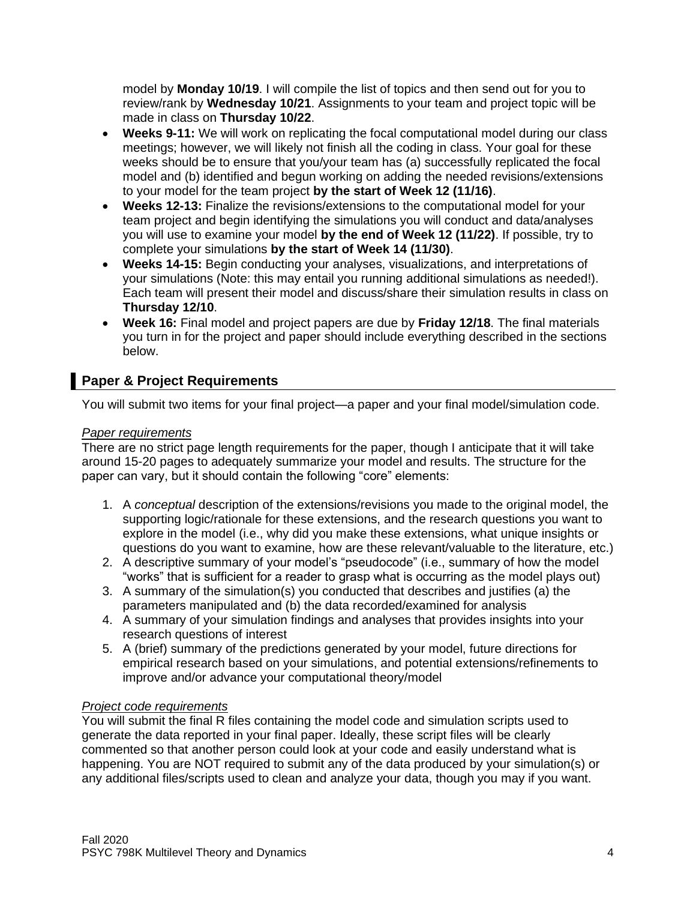model by **Monday 10/19**. I will compile the list of topics and then send out for you to review/rank by **Wednesday 10/21**. Assignments to your team and project topic will be made in class on **Thursday 10/22**.

- **Weeks 9-11:** We will work on replicating the focal computational model during our class meetings; however, we will likely not finish all the coding in class. Your goal for these weeks should be to ensure that you/your team has (a) successfully replicated the focal model and (b) identified and begun working on adding the needed revisions/extensions to your model for the team project **by the start of Week 12 (11/16)**.
- **Weeks 12-13:** Finalize the revisions/extensions to the computational model for your team project and begin identifying the simulations you will conduct and data/analyses you will use to examine your model **by the end of Week 12 (11/22)**. If possible, try to complete your simulations **by the start of Week 14 (11/30)**.
- **Weeks 14-15:** Begin conducting your analyses, visualizations, and interpretations of your simulations (Note: this may entail you running additional simulations as needed!). Each team will present their model and discuss/share their simulation results in class on **Thursday 12/10**.
- **Week 16:** Final model and project papers are due by **Friday 12/18**. The final materials you turn in for the project and paper should include everything described in the sections below.

## Paper & Project Requirements

You will submit two items for your final project—a paper and your final model/simulation code.

*Paper requirements*

There are no strict page length requirements for the paper, though I anticipate that it will take around 15-20 pages to adequately summarize your model and results. The structure for the paper can vary, but it should contain the following "core" elements:

1. A *conceptual* description of the extensions/revisions you made to the original model, the supporting logic/rationale for these extensions, and the research questions you want to explore in the model (i.e., why did you make these extensions, what unique insights or questions do you want to examine, how are these relevant/valuable to the literature, etc.)
2. A descriptive summary of your model's "pseudocode" (i.e., summary of how the model "works" that is sufficient for a reader to grasp what is occurring as the model plays out)
3. A summary of the simulation(s) you conducted that describes and justifies (a) the parameters manipulated and (b) the data recorded/examined for analysis
4. A summary of your simulation findings and analyses that provides insights into your research questions of interest
5. A (brief) summary of the predictions generated by your model, future directions for empirical research based on your simulations, and potential extensions/refinements to improve and/or advance your computational theory/model

*Project code requirements*

You will submit the final R files containing the model code and simulation scripts used to generate the data reported in your final paper. Ideally, these script files will be clearly commented so that another person could look at your code and easily understand what is happening. You are NOT required to submit any of the data produced by your simulation(s) or any additional files/scripts used to clean and analyze your data, though you may if you want.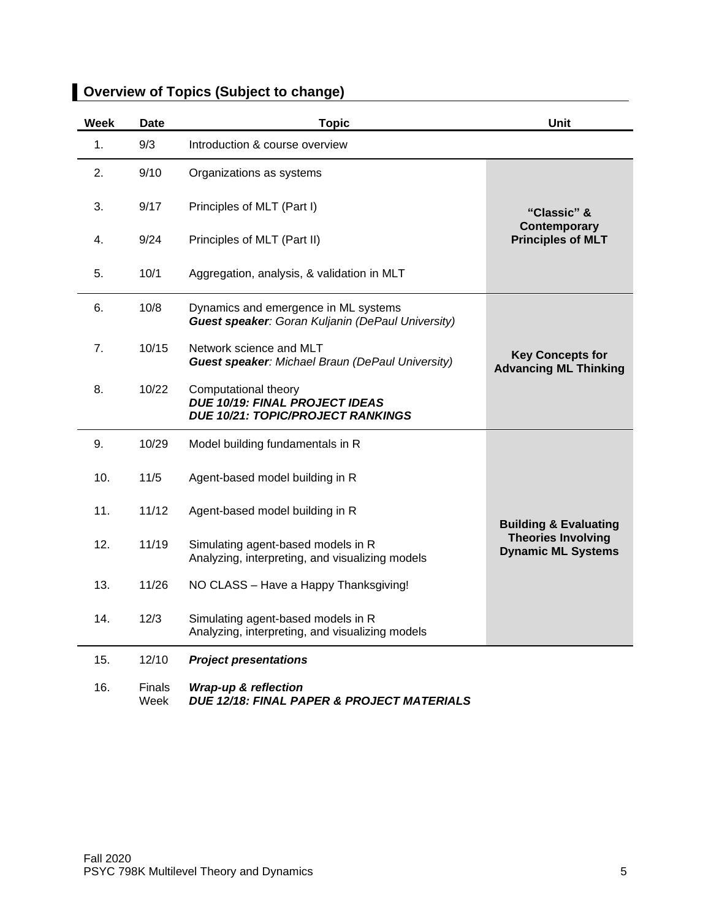## Overview of Topics (Subject to change)

| Week | Date | Topic | Unit |
|---|---|---|---|
| 1. | 9/3 | Introduction & course overview | |
| 2. | 9/10 | Organizations as systems | **"Classic" & Contemporary Principles of MLT** |
| 3. | 9/17 | Principles of MLT (Part I) | |
| 4. | 9/24 | Principles of MLT (Part II) | |
| 5. | 10/1 | Aggregation, analysis, & validation in MLT | |
| 6. | 10/8 | Dynamics and emergence in ML systems<br>***Guest speaker**: Goran Kuljanin (DePaul University)* | **Key Concepts for Advancing ML Thinking** |
| 7. | 10/15 | Network science and MLT<br>***Guest speaker**: Michael Braun (DePaul University)* | |
| 8. | 10/22 | Computational theory<br>***DUE 10/19: FINAL PROJECT IDEAS***<br>***DUE 10/21: TOPIC/PROJECT RANKINGS*** | |
| 9. | 10/29 | Model building fundamentals in R | **Building & Evaluating Theories Involving Dynamic ML Systems** |
| 10. | 11/5 | Agent-based model building in R | |
| 11. | 11/12 | Agent-based model building in R | |
| 12. | 11/19 | Simulating agent-based models in R<br>Analyzing, interpreting, and visualizing models | |
| 13. | 11/26 | NO CLASS – Have a Happy Thanksgiving! | |
| 14. | 12/3 | Simulating agent-based models in R<br>Analyzing, interpreting, and visualizing models | |
| 15. | 12/10 | ***Project presentations*** | |
| 16. | Finals Week | ***Wrap-up & reflection***<br>***DUE 12/18: FINAL PAPER & PROJECT MATERIALS*** | |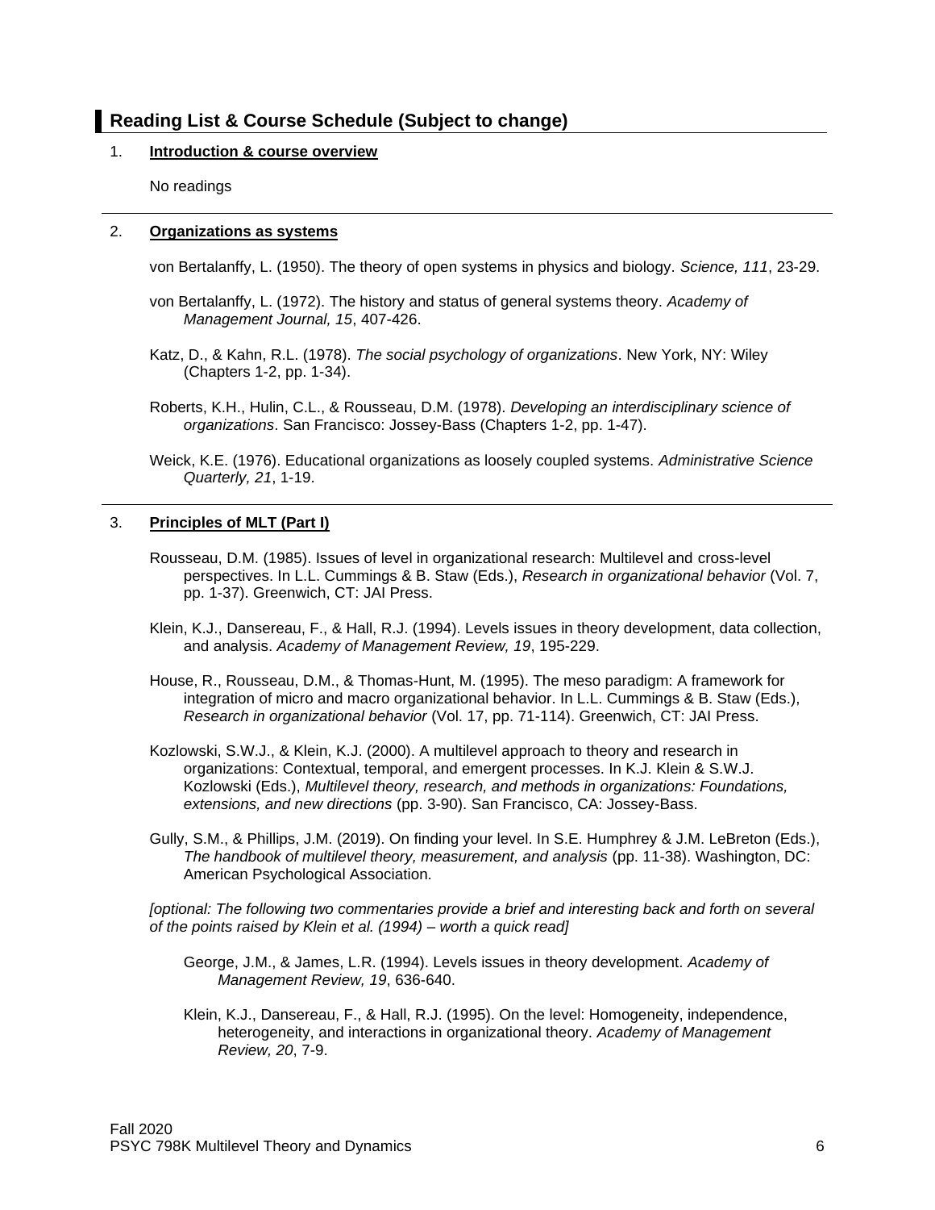## Reading List & Course Schedule (Subject to change)

1. **Introduction & course overview**

   No readings

---

2. **Organizations as systems**

   von Bertalanffy, L. (1950). The theory of open systems in physics and biology. *Science, 111*, 23-29.

   von Bertalanffy, L. (1972). The history and status of general systems theory. *Academy of Management Journal, 15*, 407-426.

   Katz, D., & Kahn, R.L. (1978). *The social psychology of organizations*. New York, NY: Wiley (Chapters 1-2, pp. 1-34).

   Roberts, K.H., Hulin, C.L., & Rousseau, D.M. (1978). *Developing an interdisciplinary science of organizations*. San Francisco: Jossey-Bass (Chapters 1-2, pp. 1-47).

   Weick, K.E. (1976). Educational organizations as loosely coupled systems. *Administrative Science Quarterly, 21*, 1-19.

---

3. **Principles of MLT (Part I)**

   Rousseau, D.M. (1985). Issues of level in organizational research: Multilevel and cross-level perspectives. In L.L. Cummings & B. Staw (Eds.), *Research in organizational behavior* (Vol. 7, pp. 1-37). Greenwich, CT: JAI Press.

   Klein, K.J., Dansereau, F., & Hall, R.J. (1994). Levels issues in theory development, data collection, and analysis. *Academy of Management Review, 19*, 195-229.

   House, R., Rousseau, D.M., & Thomas-Hunt, M. (1995). The meso paradigm: A framework for integration of micro and macro organizational behavior. In L.L. Cummings & B. Staw (Eds.), *Research in organizational behavior* (Vol. 17, pp. 71-114). Greenwich, CT: JAI Press.

   Kozlowski, S.W.J., & Klein, K.J. (2000). A multilevel approach to theory and research in organizations: Contextual, temporal, and emergent processes. In K.J. Klein & S.W.J. Kozlowski (Eds.), *Multilevel theory, research, and methods in organizations: Foundations, extensions, and new directions* (pp. 3-90). San Francisco, CA: Jossey-Bass.

   Gully, S.M., & Phillips, J.M. (2019). On finding your level. In S.E. Humphrey & J.M. LeBreton (Eds.), *The handbook of multilevel theory, measurement, and analysis* (pp. 11-38). Washington, DC: American Psychological Association.

   *[optional: The following two commentaries provide a brief and interesting back and forth on several of the points raised by Klein et al. (1994) – worth a quick read]*

   George, J.M., & James, L.R. (1994). Levels issues in theory development. *Academy of Management Review, 19*, 636-640.

   Klein, K.J., Dansereau, F., & Hall, R.J. (1995). On the level: Homogeneity, independence, heterogeneity, and interactions in organizational theory. *Academy of Management Review, 20*, 7-9.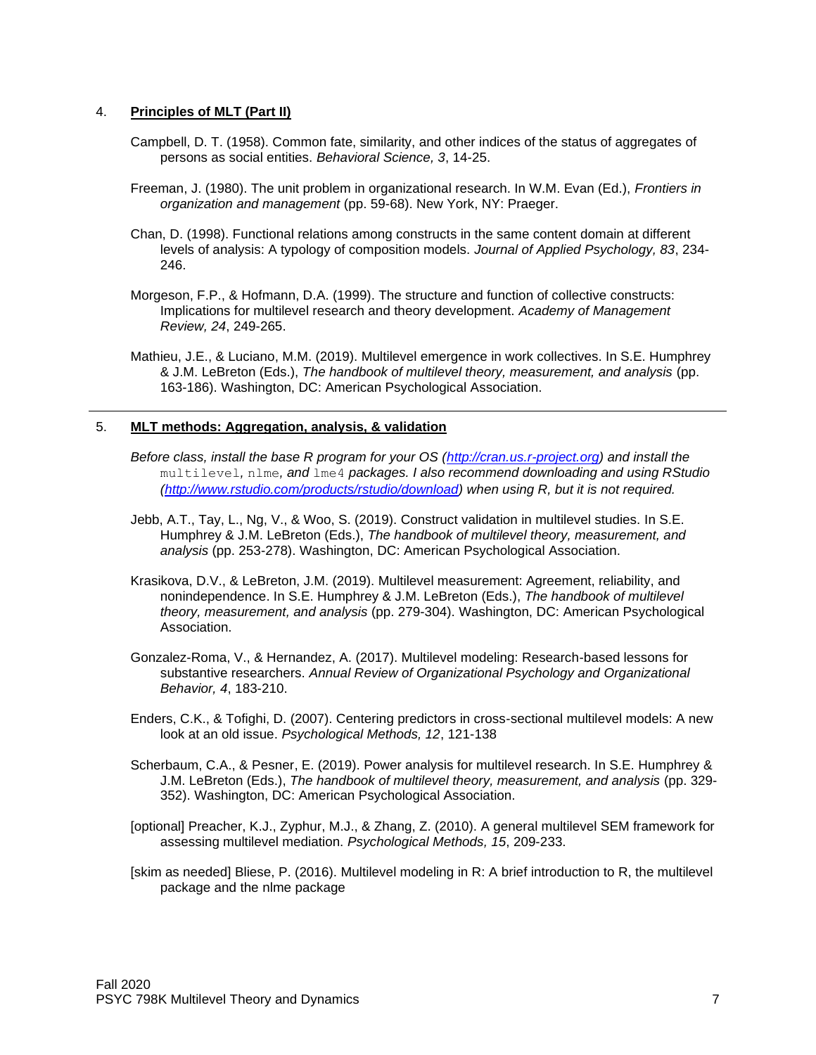4. **Principles of MLT (Part II)**

Campbell, D. T. (1958). Common fate, similarity, and other indices of the status of aggregates of persons as social entities. *Behavioral Science, 3*, 14-25.

Freeman, J. (1980). The unit problem in organizational research. In W.M. Evan (Ed.), *Frontiers in organization and management* (pp. 59-68). New York, NY: Praeger.

Chan, D. (1998). Functional relations among constructs in the same content domain at different levels of analysis: A typology of composition models. *Journal of Applied Psychology, 83*, 234-246.

Morgeson, F.P., & Hofmann, D.A. (1999). The structure and function of collective constructs: Implications for multilevel research and theory development. *Academy of Management Review, 24*, 249-265.

Mathieu, J.E., & Luciano, M.M. (2019). Multilevel emergence in work collectives. In S.E. Humphrey & J.M. LeBreton (Eds.), *The handbook of multilevel theory, measurement, and analysis* (pp. 163-186). Washington, DC: American Psychological Association.

---

5. **MLT methods: Aggregation, analysis, & validation**

*Before class, install the base R program for your OS ([http://cran.us.r-project.org](http://cran.us.r-project.org)) and install the* `multilevel`, `nlme`, *and* `lme4` *packages. I also recommend downloading and using RStudio ([http://www.rstudio.com/products/rstudio/download](http://www.rstudio.com/products/rstudio/download)) when using R, but it is not required.*

Jebb, A.T., Tay, L., Ng, V., & Woo, S. (2019). Construct validation in multilevel studies. In S.E. Humphrey & J.M. LeBreton (Eds.), *The handbook of multilevel theory, measurement, and analysis* (pp. 253-278). Washington, DC: American Psychological Association.

Krasikova, D.V., & LeBreton, J.M. (2019). Multilevel measurement: Agreement, reliability, and nonindependence. In S.E. Humphrey & J.M. LeBreton (Eds.), *The handbook of multilevel theory, measurement, and analysis* (pp. 279-304). Washington, DC: American Psychological Association.

Gonzalez-Roma, V., & Hernandez, A. (2017). Multilevel modeling: Research-based lessons for substantive researchers. *Annual Review of Organizational Psychology and Organizational Behavior, 4*, 183-210.

Enders, C.K., & Tofighi, D. (2007). Centering predictors in cross-sectional multilevel models: A new look at an old issue. *Psychological Methods, 12*, 121-138

Scherbaum, C.A., & Pesner, E. (2019). Power analysis for multilevel research. In S.E. Humphrey & J.M. LeBreton (Eds.), *The handbook of multilevel theory, measurement, and analysis* (pp. 329-352). Washington, DC: American Psychological Association.

[optional] Preacher, K.J., Zyphur, M.J., & Zhang, Z. (2010). A general multilevel SEM framework for assessing multilevel mediation. *Psychological Methods, 15*, 209-233.

[skim as needed] Bliese, P. (2016). Multilevel modeling in R: A brief introduction to R, the multilevel package and the nlme package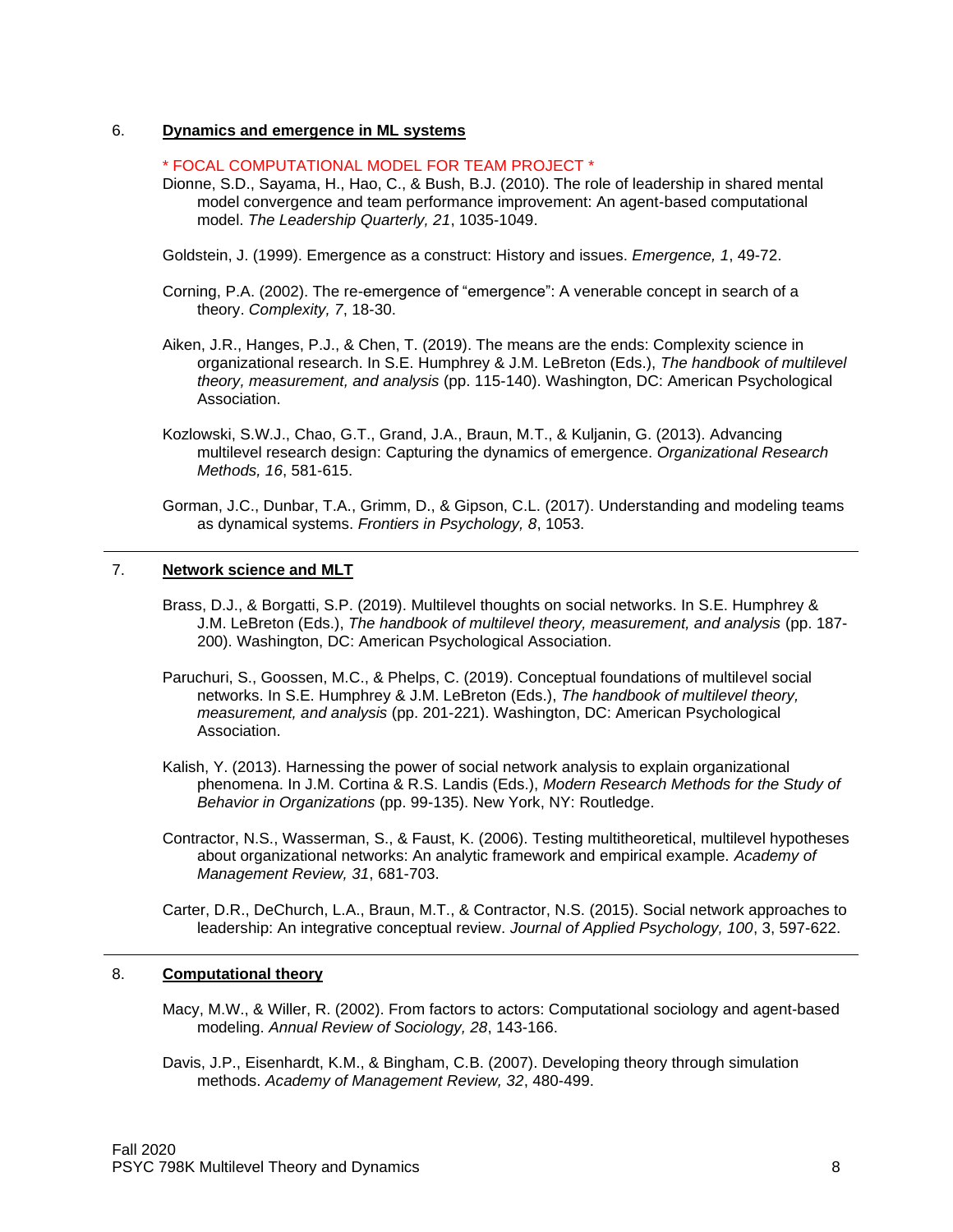6. **Dynamics and emergence in ML systems**

\* FOCAL COMPUTATIONAL MODEL FOR TEAM PROJECT \*

Dionne, S.D., Sayama, H., Hao, C., & Bush, B.J. (2010). The role of leadership in shared mental model convergence and team performance improvement: An agent-based computational model. *The Leadership Quarterly, 21*, 1035-1049.

Goldstein, J. (1999). Emergence as a construct: History and issues. *Emergence, 1*, 49-72.

Corning, P.A. (2002). The re-emergence of "emergence": A venerable concept in search of a theory. *Complexity, 7*, 18-30.

Aiken, J.R., Hanges, P.J., & Chen, T. (2019). The means are the ends: Complexity science in organizational research. In S.E. Humphrey & J.M. LeBreton (Eds.), *The handbook of multilevel theory, measurement, and analysis* (pp. 115-140). Washington, DC: American Psychological Association.

Kozlowski, S.W.J., Chao, G.T., Grand, J.A., Braun, M.T., & Kuljanin, G. (2013). Advancing multilevel research design: Capturing the dynamics of emergence. *Organizational Research Methods, 16*, 581-615.

Gorman, J.C., Dunbar, T.A., Grimm, D., & Gipson, C.L. (2017). Understanding and modeling teams as dynamical systems. *Frontiers in Psychology, 8*, 1053.

---

7. **Network science and MLT**

Brass, D.J., & Borgatti, S.P. (2019). Multilevel thoughts on social networks. In S.E. Humphrey & J.M. LeBreton (Eds.), *The handbook of multilevel theory, measurement, and analysis* (pp. 187-200). Washington, DC: American Psychological Association.

Paruchuri, S., Goossen, M.C., & Phelps, C. (2019). Conceptual foundations of multilevel social networks. In S.E. Humphrey & J.M. LeBreton (Eds.), *The handbook of multilevel theory, measurement, and analysis* (pp. 201-221). Washington, DC: American Psychological Association.

Kalish, Y. (2013). Harnessing the power of social network analysis to explain organizational phenomena. In J.M. Cortina & R.S. Landis (Eds.), *Modern Research Methods for the Study of Behavior in Organizations* (pp. 99-135). New York, NY: Routledge.

Contractor, N.S., Wasserman, S., & Faust, K. (2006). Testing multitheoretical, multilevel hypotheses about organizational networks: An analytic framework and empirical example. *Academy of Management Review, 31*, 681-703.

Carter, D.R., DeChurch, L.A., Braun, M.T., & Contractor, N.S. (2015). Social network approaches to leadership: An integrative conceptual review. *Journal of Applied Psychology, 100*, 3, 597-622.

---

8. **Computational theory**

Macy, M.W., & Willer, R. (2002). From factors to actors: Computational sociology and agent-based modeling. *Annual Review of Sociology, 28*, 143-166.

Davis, J.P., Eisenhardt, K.M., & Bingham, C.B. (2007). Developing theory through simulation methods. *Academy of Management Review, 32*, 480-499.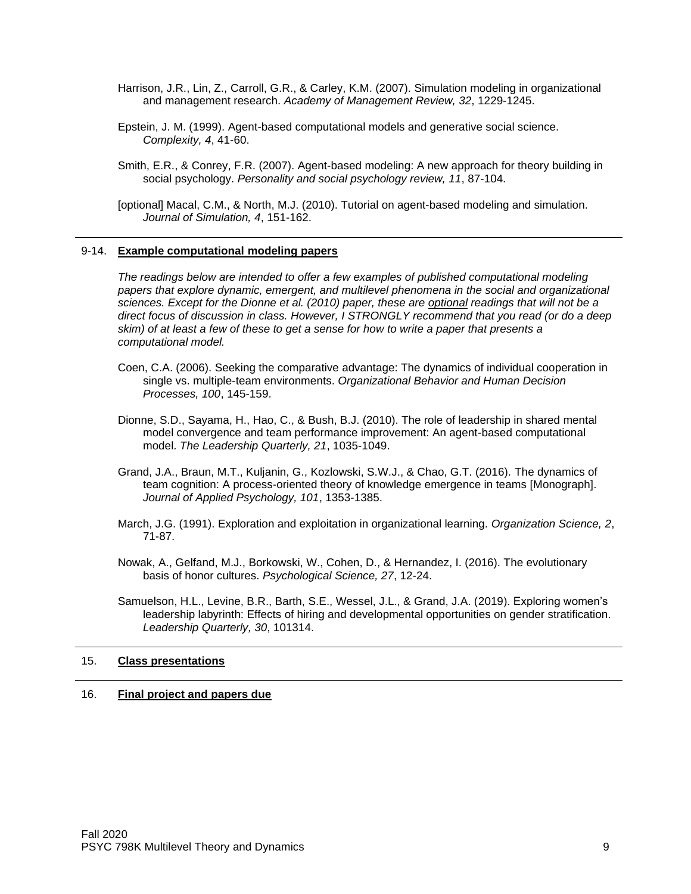Harrison, J.R., Lin, Z., Carroll, G.R., & Carley, K.M. (2007). Simulation modeling in organizational and management research. *Academy of Management Review, 32*, 1229-1245.

Epstein, J. M. (1999). Agent-based computational models and generative social science. *Complexity, 4*, 41-60.

Smith, E.R., & Conrey, F.R. (2007). Agent-based modeling: A new approach for theory building in social psychology. *Personality and social psychology review, 11*, 87-104.

[optional] Macal, C.M., & North, M.J. (2010). Tutorial on agent-based modeling and simulation. *Journal of Simulation, 4*, 151-162.

---

9-14. **Example computational modeling papers**

*The readings below are intended to offer a few examples of published computational modeling papers that explore dynamic, emergent, and multilevel phenomena in the social and organizational sciences. Except for the Dionne et al. (2010) paper, these are optional readings that will not be a direct focus of discussion in class. However, I STRONGLY recommend that you read (or do a deep skim) of at least a few of these to get a sense for how to write a paper that presents a computational model.*

Coen, C.A. (2006). Seeking the comparative advantage: The dynamics of individual cooperation in single vs. multiple-team environments. *Organizational Behavior and Human Decision Processes, 100*, 145-159.

Dionne, S.D., Sayama, H., Hao, C., & Bush, B.J. (2010). The role of leadership in shared mental model convergence and team performance improvement: An agent-based computational model. *The Leadership Quarterly, 21*, 1035-1049.

Grand, J.A., Braun, M.T., Kuljanin, G., Kozlowski, S.W.J., & Chao, G.T. (2016). The dynamics of team cognition: A process-oriented theory of knowledge emergence in teams [Monograph]. *Journal of Applied Psychology, 101*, 1353-1385.

March, J.G. (1991). Exploration and exploitation in organizational learning. *Organization Science, 2*, 71-87.

Nowak, A., Gelfand, M.J., Borkowski, W., Cohen, D., & Hernandez, I. (2016). The evolutionary basis of honor cultures. *Psychological Science, 27*, 12-24.

Samuelson, H.L., Levine, B.R., Barth, S.E., Wessel, J.L., & Grand, J.A. (2019). Exploring women's leadership labyrinth: Effects of hiring and developmental opportunities on gender stratification. *Leadership Quarterly, 30*, 101314.

---

15. **Class presentations**

---

16. **Final project and papers due**